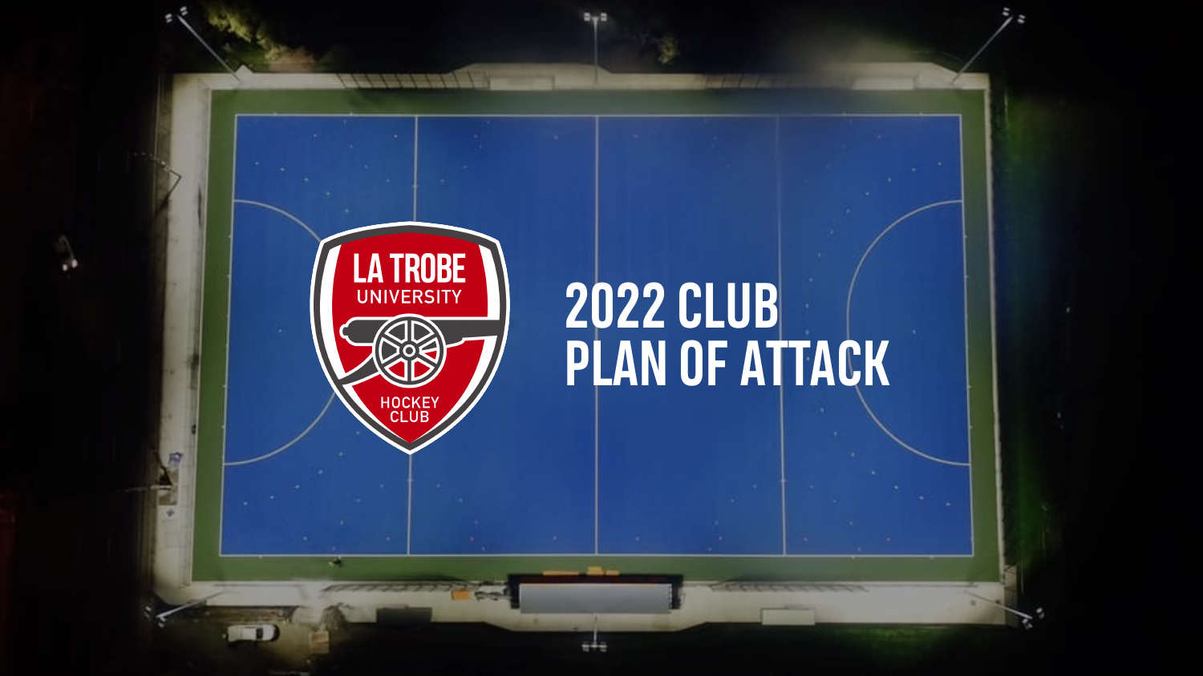LA TROBE UNIVERSITY HOCKEY CLUB

# 2022 CLUB PLAN OF ATTACK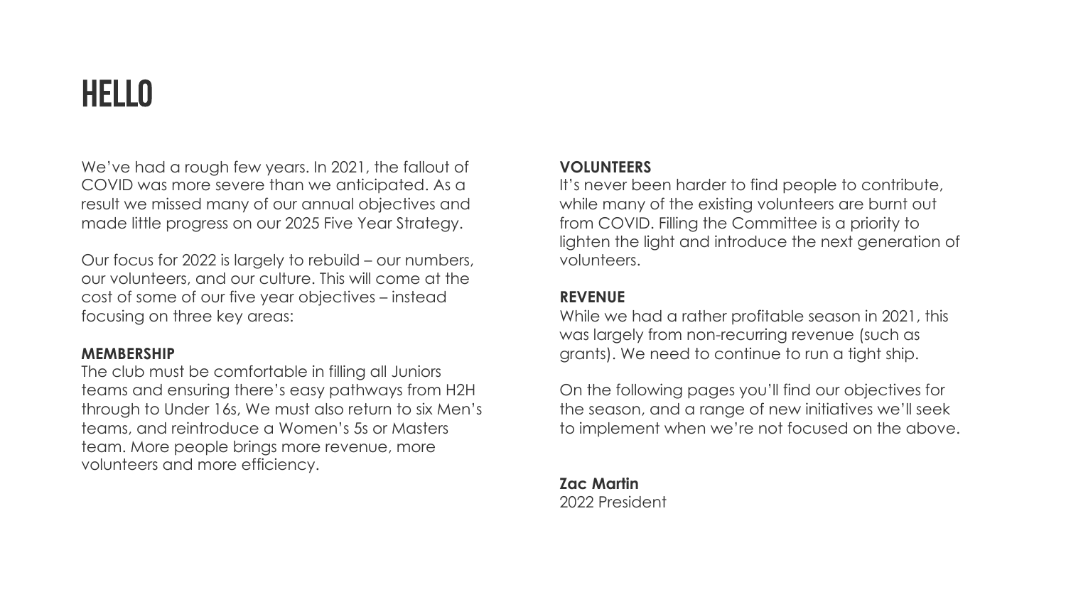# HELLO

We've had a rough few years. In 2021, the fallout of COVID was more severe than we anticipated. As a result we missed many of our annual objectives and made little progress on our 2025 Five Year Strategy.

Our focus for 2022 is largely to rebuild – our numbers, our volunteers, and our culture. This will come at the cost of some of our five year objectives – instead focusing on three key areas:

**MEMBERSHIP**
The club must be comfortable in filling all Juniors teams and ensuring there's easy pathways from H2H through to Under 16s, We must also return to six Men's teams, and reintroduce a Women's 5s or Masters team. More people brings more revenue, more volunteers and more efficiency.

**VOLUNTEERS**
It's never been harder to find people to contribute, while many of the existing volunteers are burnt out from COVID. Filling the Committee is a priority to lighten the light and introduce the next generation of volunteers.

**REVENUE**
While we had a rather profitable season in 2021, this was largely from non-recurring revenue (such as grants). We need to continue to run a tight ship.

On the following pages you'll find our objectives for the season, and a range of new initiatives we'll seek to implement when we're not focused on the above.

**Zac Martin**
2022 President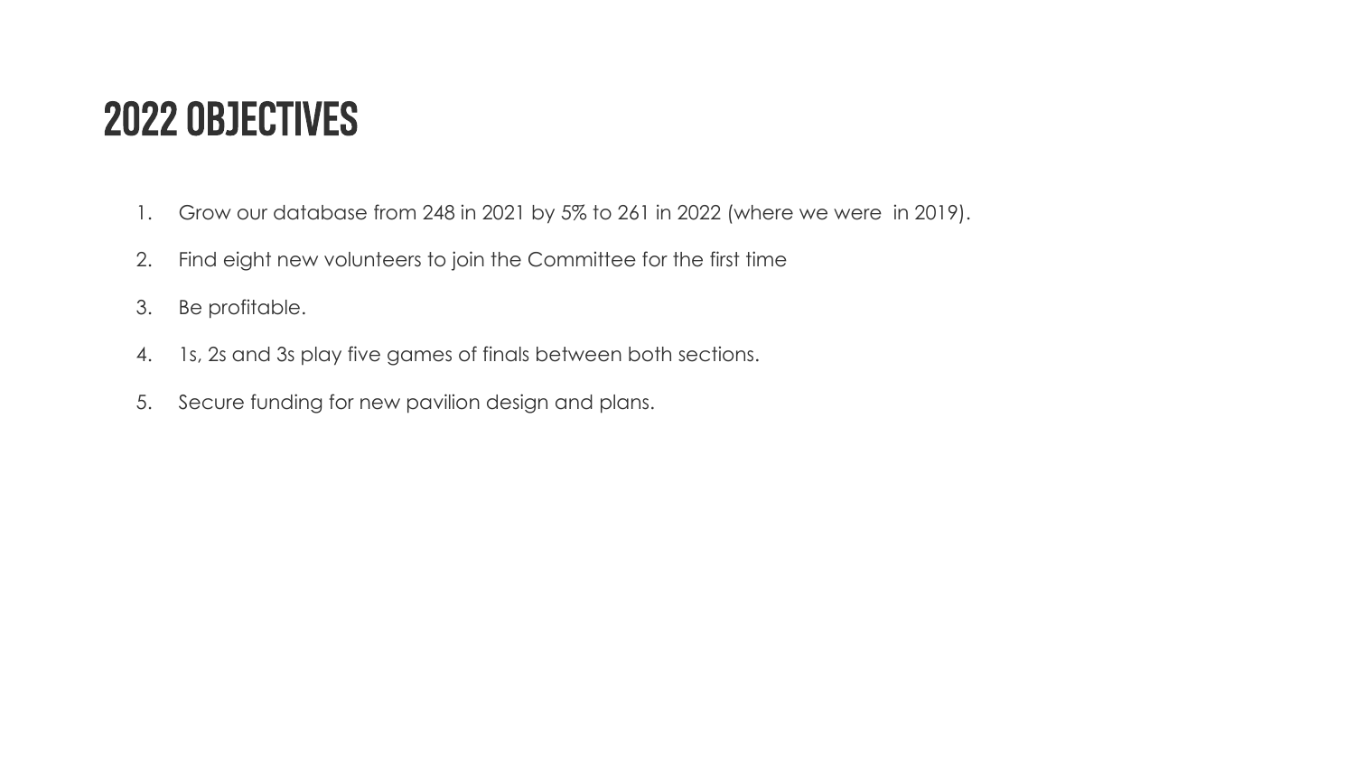# 2022 OBJECTIVES

1. Grow our database from 248 in 2021 by 5% to 261 in 2022 (where we were  in 2019).
2. Find eight new volunteers to join the Committee for the first time
3. Be profitable.
4. 1s, 2s and 3s play five games of finals between both sections.
5. Secure funding for new pavilion design and plans.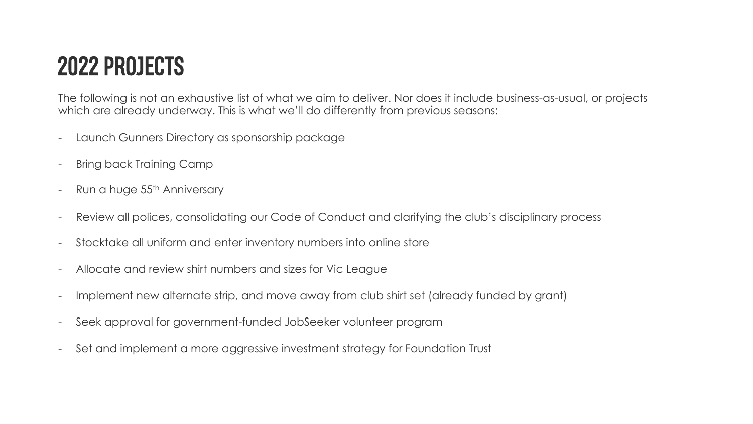# 2022 PROJECTS

The following is not an exhaustive list of what we aim to deliver. Nor does it include business-as-usual, or projects which are already underway. This is what we'll do differently from previous seasons:

- Launch Gunners Directory as sponsorship package
- Bring back Training Camp
- Run a huge 55th Anniversary
- Review all polices, consolidating our Code of Conduct and clarifying the club's disciplinary process
- Stocktake all uniform and enter inventory numbers into online store
- Allocate and review shirt numbers and sizes for Vic League
- Implement new alternate strip, and move away from club shirt set (already funded by grant)
- Seek approval for government-funded JobSeeker volunteer program
- Set and implement a more aggressive investment strategy for Foundation Trust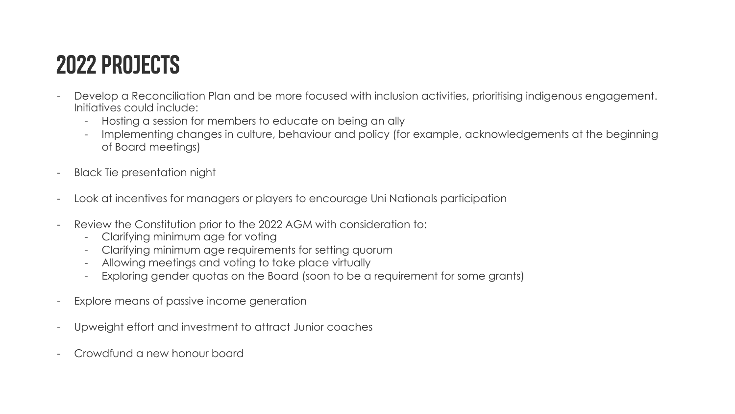# 2022 PROJECTS

- Develop a Reconciliation Plan and be more focused with inclusion activities, prioritising indigenous engagement. Initiatives could include:
  - Hosting a session for members to educate on being an ally
  - Implementing changes in culture, behaviour and policy (for example, acknowledgements at the beginning of Board meetings)
- Black Tie presentation night
- Look at incentives for managers or players to encourage Uni Nationals participation
- Review the Constitution prior to the 2022 AGM with consideration to:
  - Clarifying minimum age for voting
  - Clarifying minimum age requirements for setting quorum
  - Allowing meetings and voting to take place virtually
  - Exploring gender quotas on the Board (soon to be a requirement for some grants)
- Explore means of passive income generation
- Upweight effort and investment to attract Junior coaches
- Crowdfund a new honour board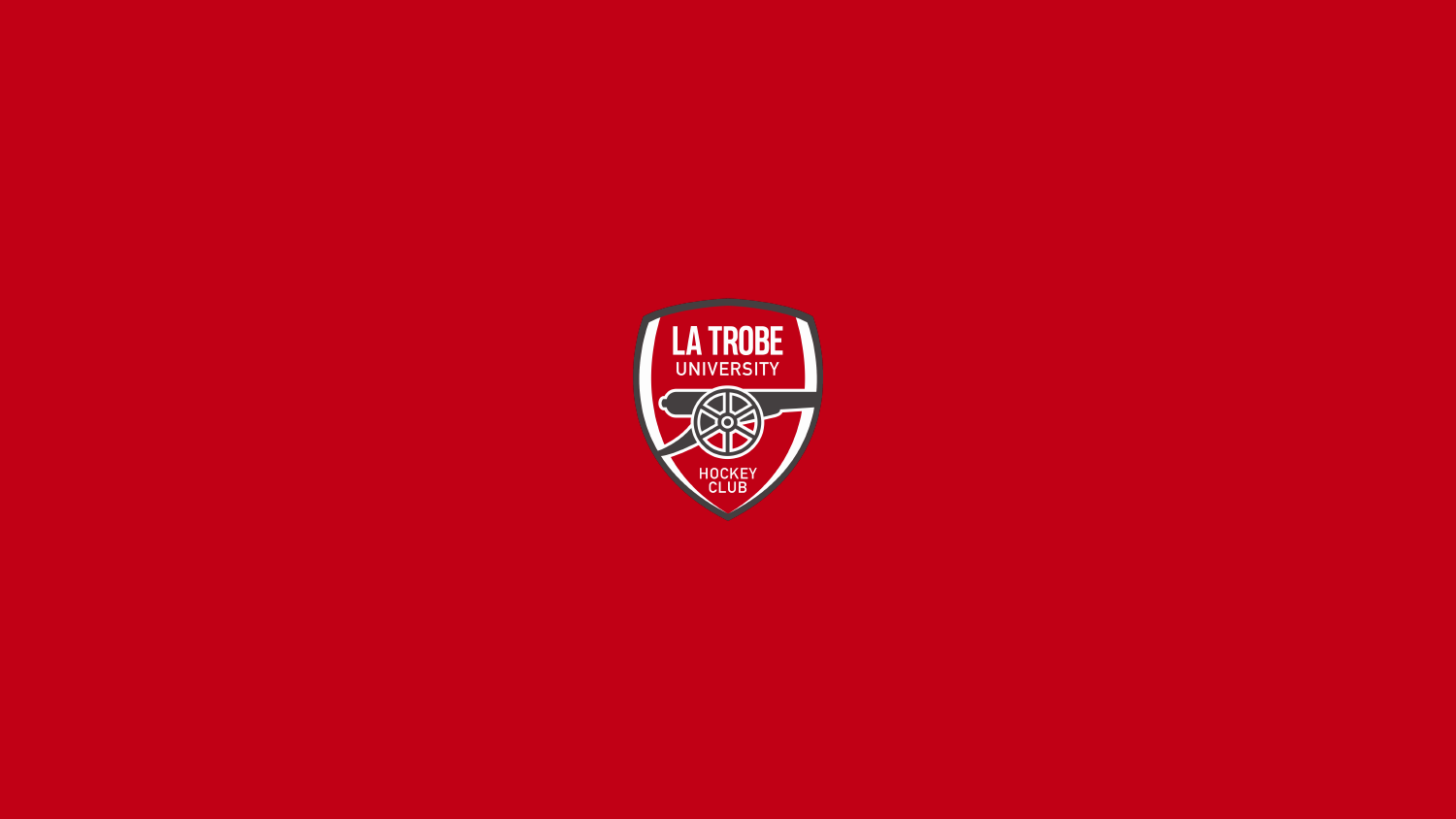LA TROBE

UNIVERSITY

HOCKEY

CLUB